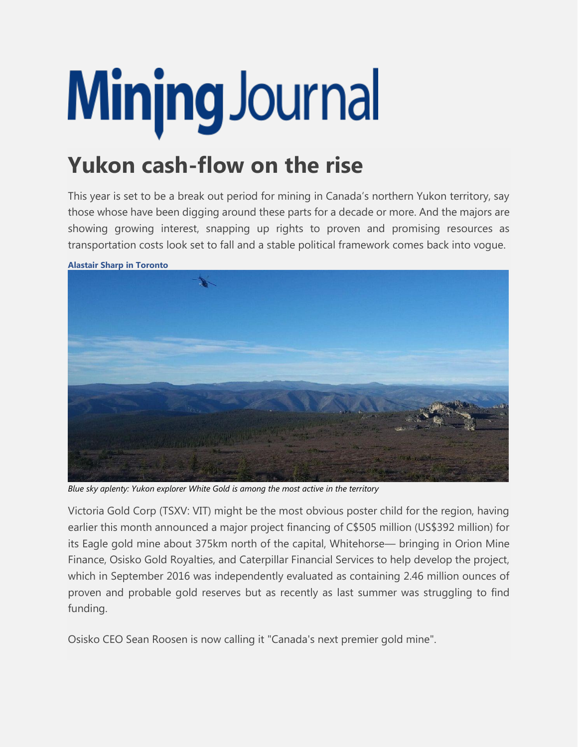# Mining Journal

## Yukon cash-flow on the rise

This year is set to be a break out period for mining in Canada's northern Yukon territory, say those whose have been digging around these parts for a decade or more. And the majors are showing growing interest, snapping up rights to proven and promising resources as transportation costs look set to fall and a stable political framework comes back into vogue.

**Alastair Sharp in Toronto**

*Blue sky aplenty: Yukon explorer White Gold is among the most active in the territory*

Victoria Gold Corp (TSXV: VIT) might be the most obvious poster child for the region, having earlier this month announced a major project financing of C$505 million (US$392 million) for its Eagle gold mine about 375km north of the capital, Whitehorse— bringing in Orion Mine Finance, Osisko Gold Royalties, and Caterpillar Financial Services to help develop the project, which in September 2016 was independently evaluated as containing 2.46 million ounces of proven and probable gold reserves but as recently as last summer was struggling to find funding.

Osisko CEO Sean Roosen is now calling it "Canada's next premier gold mine".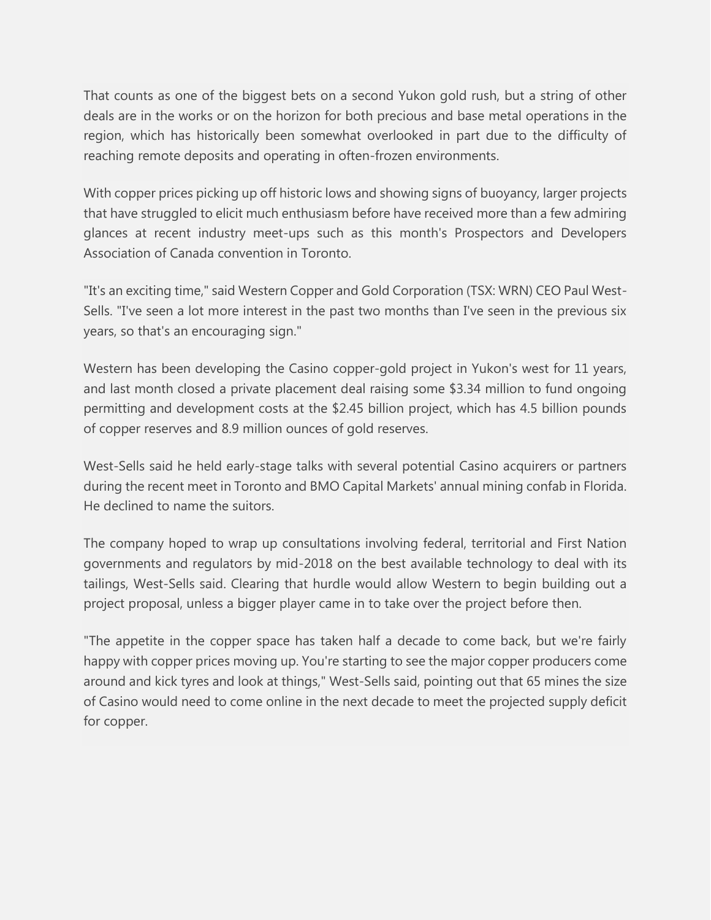That counts as one of the biggest bets on a second Yukon gold rush, but a string of other deals are in the works or on the horizon for both precious and base metal operations in the region, which has historically been somewhat overlooked in part due to the difficulty of reaching remote deposits and operating in often-frozen environments.

With copper prices picking up off historic lows and showing signs of buoyancy, larger projects that have struggled to elicit much enthusiasm before have received more than a few admiring glances at recent industry meet-ups such as this month's Prospectors and Developers Association of Canada convention in Toronto.

"It's an exciting time," said Western Copper and Gold Corporation (TSX: WRN) CEO Paul West-Sells. "I've seen a lot more interest in the past two months than I've seen in the previous six years, so that's an encouraging sign."

Western has been developing the Casino copper-gold project in Yukon's west for 11 years, and last month closed a private placement deal raising some $3.34 million to fund ongoing permitting and development costs at the $2.45 billion project, which has 4.5 billion pounds of copper reserves and 8.9 million ounces of gold reserves.

West-Sells said he held early-stage talks with several potential Casino acquirers or partners during the recent meet in Toronto and BMO Capital Markets' annual mining confab in Florida. He declined to name the suitors.

The company hoped to wrap up consultations involving federal, territorial and First Nation governments and regulators by mid-2018 on the best available technology to deal with its tailings, West-Sells said. Clearing that hurdle would allow Western to begin building out a project proposal, unless a bigger player came in to take over the project before then.

"The appetite in the copper space has taken half a decade to come back, but we're fairly happy with copper prices moving up. You're starting to see the major copper producers come around and kick tyres and look at things," West-Sells said, pointing out that 65 mines the size of Casino would need to come online in the next decade to meet the projected supply deficit for copper.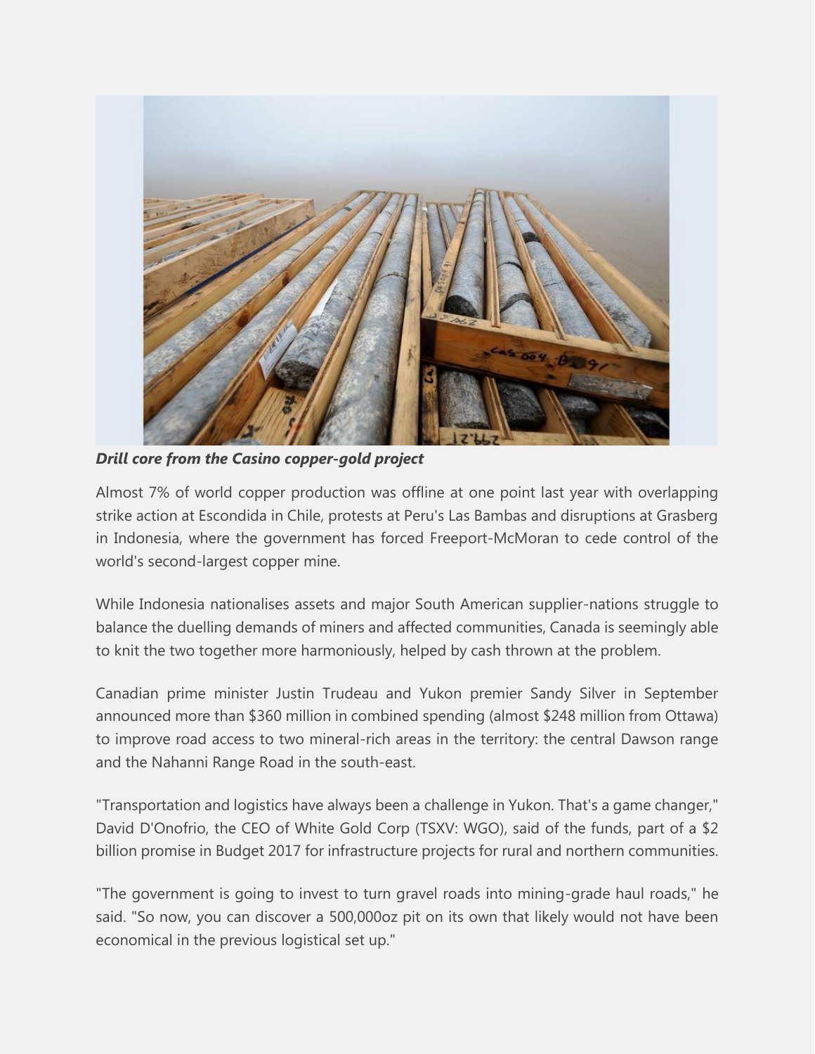***Drill core from the Casino copper-gold project***

Almost 7% of world copper production was offline at one point last year with overlapping strike action at Escondida in Chile, protests at Peru's Las Bambas and disruptions at Grasberg in Indonesia, where the government has forced Freeport-McMoran to cede control of the world's second-largest copper mine.

While Indonesia nationalises assets and major South American supplier-nations struggle to balance the duelling demands of miners and affected communities, Canada is seemingly able to knit the two together more harmoniously, helped by cash thrown at the problem.

Canadian prime minister Justin Trudeau and Yukon premier Sandy Silver in September announced more than $360 million in combined spending (almost $248 million from Ottawa) to improve road access to two mineral-rich areas in the territory: the central Dawson range and the Nahanni Range Road in the south-east.

"Transportation and logistics have always been a challenge in Yukon. That's a game changer," David D'Onofrio, the CEO of White Gold Corp (TSXV: WGO), said of the funds, part of a $2 billion promise in Budget 2017 for infrastructure projects for rural and northern communities.

"The government is going to invest to turn gravel roads into mining-grade haul roads," he said. "So now, you can discover a 500,000oz pit on its own that likely would not have been economical in the previous logistical set up."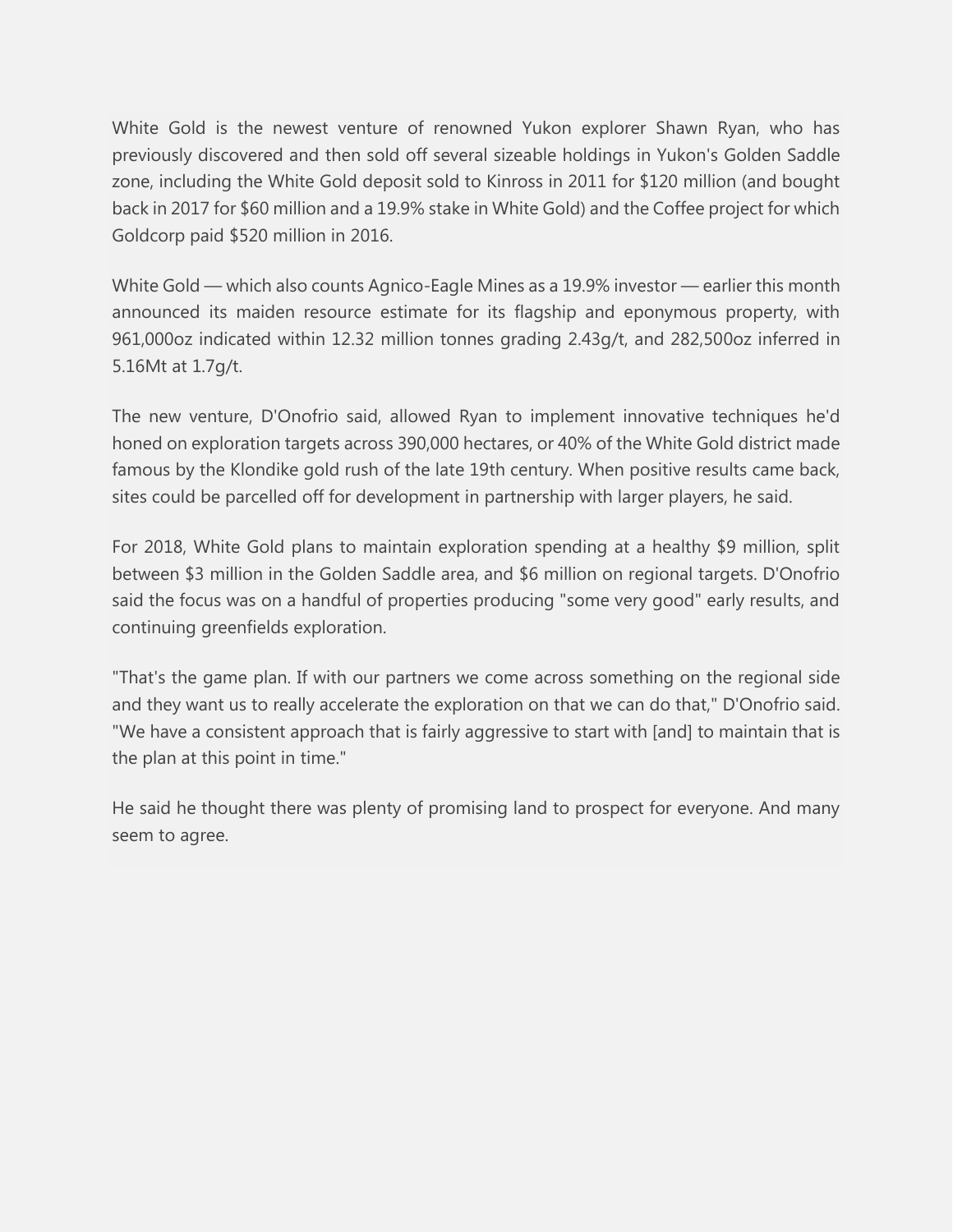White Gold is the newest venture of renowned Yukon explorer Shawn Ryan, who has previously discovered and then sold off several sizeable holdings in Yukon's Golden Saddle zone, including the White Gold deposit sold to Kinross in 2011 for $120 million (and bought back in 2017 for $60 million and a 19.9% stake in White Gold) and the Coffee project for which Goldcorp paid $520 million in 2016.

White Gold — which also counts Agnico-Eagle Mines as a 19.9% investor — earlier this month announced its maiden resource estimate for its flagship and eponymous property, with 961,000oz indicated within 12.32 million tonnes grading 2.43g/t, and 282,500oz inferred in 5.16Mt at 1.7g/t.

The new venture, D'Onofrio said, allowed Ryan to implement innovative techniques he'd honed on exploration targets across 390,000 hectares, or 40% of the White Gold district made famous by the Klondike gold rush of the late 19th century. When positive results came back, sites could be parcelled off for development in partnership with larger players, he said.

For 2018, White Gold plans to maintain exploration spending at a healthy $9 million, split between $3 million in the Golden Saddle area, and $6 million on regional targets. D'Onofrio said the focus was on a handful of properties producing "some very good" early results, and continuing greenfields exploration.

"That's the game plan. If with our partners we come across something on the regional side and they want us to really accelerate the exploration on that we can do that," D'Onofrio said. "We have a consistent approach that is fairly aggressive to start with [and] to maintain that is the plan at this point in time."

He said he thought there was plenty of promising land to prospect for everyone. And many seem to agree.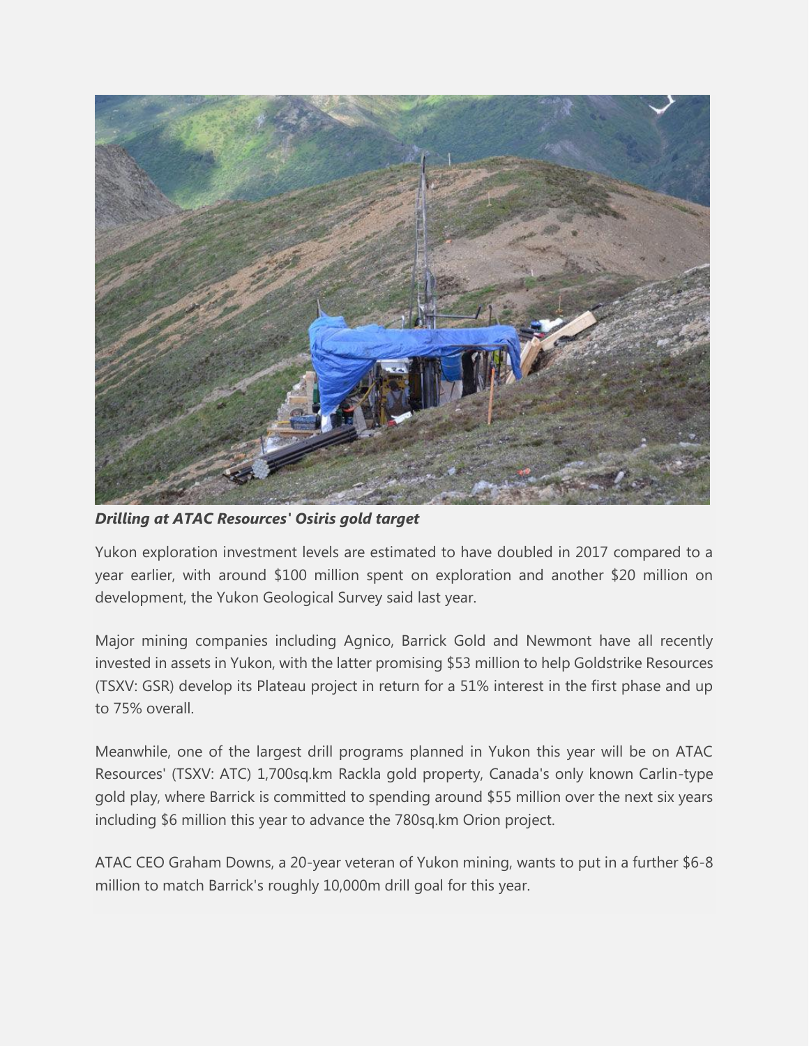***Drilling at ATAC Resources' Osiris gold target***

Yukon exploration investment levels are estimated to have doubled in 2017 compared to a year earlier, with around $100 million spent on exploration and another $20 million on development, the Yukon Geological Survey said last year.

Major mining companies including Agnico, Barrick Gold and Newmont have all recently invested in assets in Yukon, with the latter promising $53 million to help Goldstrike Resources (TSXV: GSR) develop its Plateau project in return for a 51% interest in the first phase and up to 75% overall.

Meanwhile, one of the largest drill programs planned in Yukon this year will be on ATAC Resources' (TSXV: ATC) 1,700sq.km Rackla gold property, Canada's only known Carlin-type gold play, where Barrick is committed to spending around $55 million over the next six years including $6 million this year to advance the 780sq.km Orion project.

ATAC CEO Graham Downs, a 20-year veteran of Yukon mining, wants to put in a further $6-8 million to match Barrick's roughly 10,000m drill goal for this year.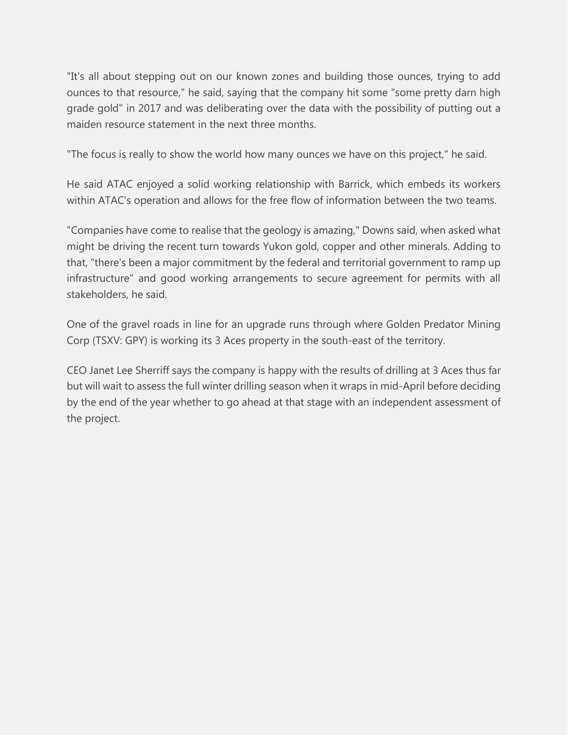"It's all about stepping out on our known zones and building those ounces, trying to add ounces to that resource," he said, saying that the company hit some "some pretty darn high grade gold" in 2017 and was deliberating over the data with the possibility of putting out a maiden resource statement in the next three months.

"The focus is really to show the world how many ounces we have on this project," he said.

He said ATAC enjoyed a solid working relationship with Barrick, which embeds its workers within ATAC's operation and allows for the free flow of information between the two teams.

"Companies have come to realise that the geology is amazing," Downs said, when asked what might be driving the recent turn towards Yukon gold, copper and other minerals. Adding to that, "there's been a major commitment by the federal and territorial government to ramp up infrastructure" and good working arrangements to secure agreement for permits with all stakeholders, he said.

One of the gravel roads in line for an upgrade runs through where Golden Predator Mining Corp (TSXV: GPY) is working its 3 Aces property in the south-east of the territory.

CEO Janet Lee Sherriff says the company is happy with the results of drilling at 3 Aces thus far but will wait to assess the full winter drilling season when it wraps in mid-April before deciding by the end of the year whether to go ahead at that stage with an independent assessment of the project.